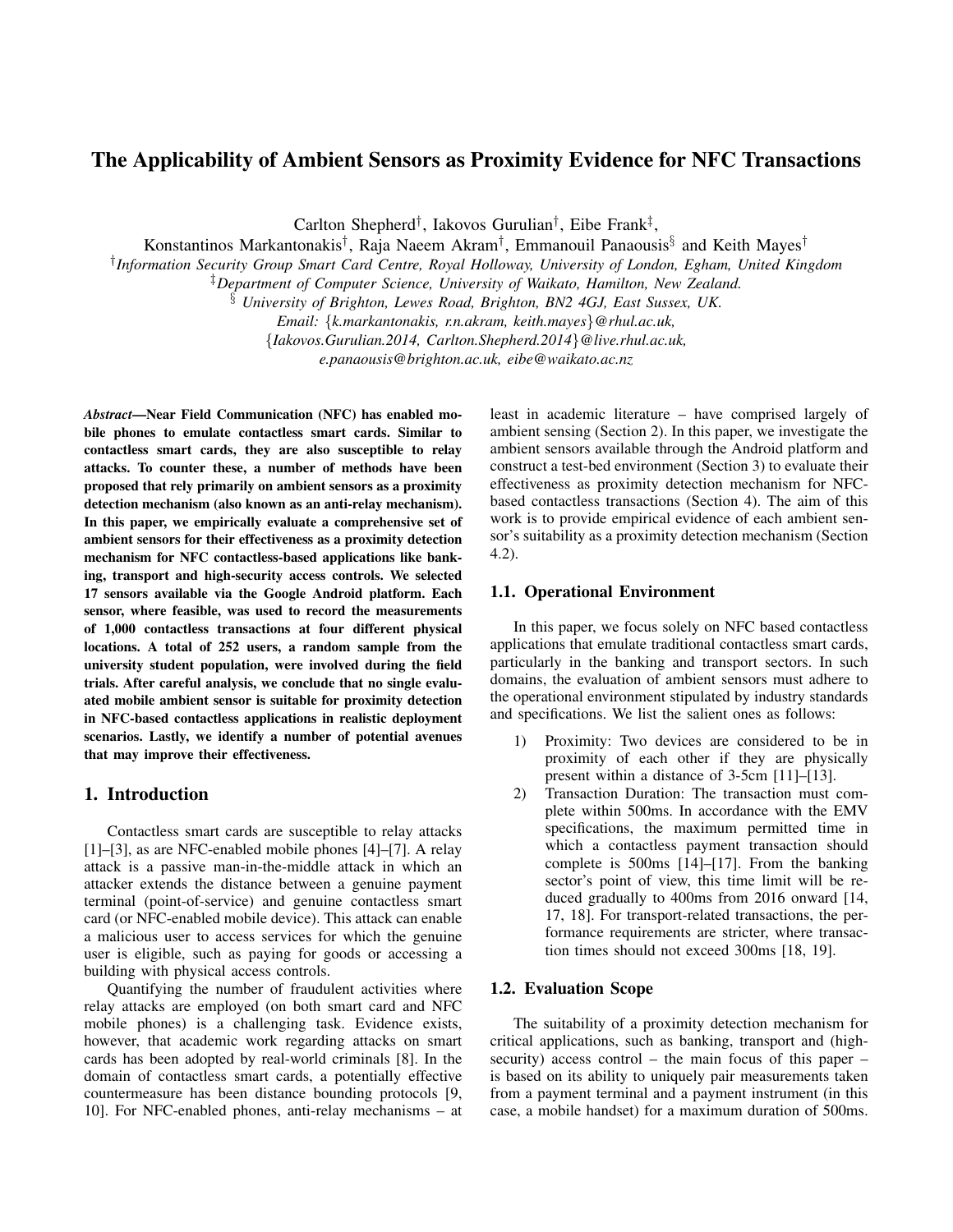# The Applicability of Ambient Sensors as Proximity Evidence for NFC Transactions

Carlton Shepherd[†], Iakovos Gurulian[†], Eibe Frank[‡],
Konstantinos Markantonakis[†], Raja Naeem Akram[†], Emmanouil Panaousis[§] and Keith Mayes[†]

[†]*Information Security Group Smart Card Centre, Royal Holloway, University of London, Egham, United Kingdom*
[‡]*Department of Computer Science, University of Waikato, Hamilton, New Zealand.*
[§] *University of Brighton, Lewes Road, Brighton, BN2 4GJ, East Sussex, UK.*
*Email: {k.markantonakis, r.n.akram, keith.mayes}@rhul.ac.uk,*
*{Iakovos.Gurulian.2014, Carlton.Shepherd.2014}@live.rhul.ac.uk,*
*e.panaousis@brighton.ac.uk, eibe@waikato.ac.nz*

***Abstract*—Near Field Communication (NFC) has enabled mobile phones to emulate contactless smart cards. Similar to contactless smart cards, they are also susceptible to relay attacks. To counter these, a number of methods have been proposed that rely primarily on ambient sensors as a proximity detection mechanism (also known as an anti-relay mechanism). In this paper, we empirically evaluate a comprehensive set of ambient sensors for their effectiveness as a proximity detection mechanism for NFC contactless-based applications like banking, transport and high-security access controls. We selected 17 sensors available via the Google Android platform. Each sensor, where feasible, was used to record the measurements of 1,000 contactless transactions at four different physical locations. A total of 252 users, a random sample from the university student population, were involved during the field trials. After careful analysis, we conclude that no single evaluated mobile ambient sensor is suitable for proximity detection in NFC-based contactless applications in realistic deployment scenarios. Lastly, we identify a number of potential avenues that may improve their effectiveness.**

## 1. Introduction

Contactless smart cards are susceptible to relay attacks [1]–[3], as are NFC-enabled mobile phones [4]–[7]. A relay attack is a passive man-in-the-middle attack in which an attacker extends the distance between a genuine payment terminal (point-of-service) and genuine contactless smart card (or NFC-enabled mobile device). This attack can enable a malicious user to access services for which the genuine user is eligible, such as paying for goods or accessing a building with physical access controls.

Quantifying the number of fraudulent activities where relay attacks are employed (on both smart card and NFC mobile phones) is a challenging task. Evidence exists, however, that academic work regarding attacks on smart cards has been adopted by real-world criminals [8]. In the domain of contactless smart cards, a potentially effective countermeasure has been distance bounding protocols [9, 10]. For NFC-enabled phones, anti-relay mechanisms – at least in academic literature – have comprised largely of ambient sensing (Section 2). In this paper, we investigate the ambient sensors available through the Android platform and construct a test-bed environment (Section 3) to evaluate their effectiveness as proximity detection mechanism for NFC-based contactless transactions (Section 4). The aim of this work is to provide empirical evidence of each ambient sensor's suitability as a proximity detection mechanism (Section 4.2).

### 1.1. Operational Environment

In this paper, we focus solely on NFC based contactless applications that emulate traditional contactless smart cards, particularly in the banking and transport sectors. In such domains, the evaluation of ambient sensors must adhere to the operational environment stipulated by industry standards and specifications. We list the salient ones as follows:

1) Proximity: Two devices are considered to be in proximity of each other if they are physically present within a distance of 3-5cm [11]–[13].
2) Transaction Duration: The transaction must complete within 500ms. In accordance with the EMV specifications, the maximum permitted time in which a contactless payment transaction should complete is 500ms [14]–[17]. From the banking sector's point of view, this time limit will be reduced gradually to 400ms from 2016 onward [14, 17, 18]. For transport-related transactions, the performance requirements are stricter, where transaction times should not exceed 300ms [18, 19].

### 1.2. Evaluation Scope

The suitability of a proximity detection mechanism for critical applications, such as banking, transport and (high-security) access control – the main focus of this paper – is based on its ability to uniquely pair measurements taken from a payment terminal and a payment instrument (in this case, a mobile handset) for a maximum duration of 500ms.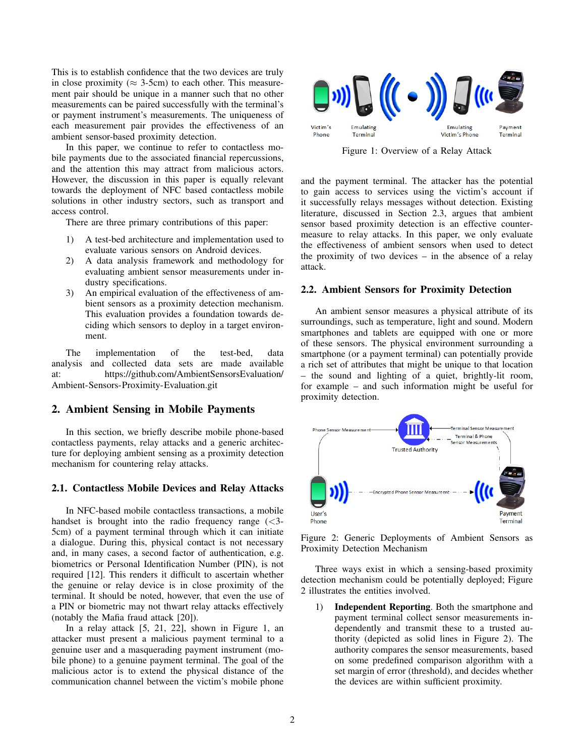This is to establish confidence that the two devices are truly in close proximity ($\approx$ 3-5cm) to each other. This measurement pair should be unique in a manner such that no other measurements can be paired successfully with the terminal's or payment instrument's measurements. The uniqueness of each measurement pair provides the effectiveness of an ambient sensor-based proximity detection.

In this paper, we continue to refer to contactless mobile payments due to the associated financial repercussions, and the attention this may attract from malicious actors. However, the discussion in this paper is equally relevant towards the deployment of NFC based contactless mobile solutions in other industry sectors, such as transport and access control.

There are three primary contributions of this paper:

1) A test-bed architecture and implementation used to evaluate various sensors on Android devices.
2) A data analysis framework and methodology for evaluating ambient sensor measurements under industry specifications.
3) An empirical evaluation of the effectiveness of ambient sensors as a proximity detection mechanism. This evaluation provides a foundation towards deciding which sensors to deploy in a target environment.

The implementation of the test-bed, data analysis and collected data sets are made available at: https://github.com/AmbientSensorsEvaluation/Ambient-Sensors-Proximity-Evaluation.git

## 2. Ambient Sensing in Mobile Payments

In this section, we briefly describe mobile phone-based contactless payments, relay attacks and a generic architecture for deploying ambient sensing as a proximity detection mechanism for countering relay attacks.

### 2.1. Contactless Mobile Devices and Relay Attacks

In NFC-based mobile contactless transactions, a mobile handset is brought into the radio frequency range (<3-5cm) of a payment terminal through which it can initiate a dialogue. During this, physical contact is not necessary and, in many cases, a second factor of authentication, e.g. biometrics or Personal Identification Number (PIN), is not required [12]. This renders it difficult to ascertain whether the genuine or relay device is in close proximity of the terminal. It should be noted, however, that even the use of a PIN or biometric may not thwart relay attacks effectively (notably the Mafia fraud attack [20]).

In a relay attack [5, 21, 22], shown in Figure 1, an attacker must present a malicious payment terminal to a genuine user and a masquerading payment instrument (mobile phone) to a genuine payment terminal. The goal of the malicious actor is to extend the physical distance of the communication channel between the victim's mobile phone and the payment terminal. The attacker has the potential to gain access to services using the victim's account if it successfully relays messages without detection. Existing literature, discussed in Section 2.3, argues that ambient sensor based proximity detection is an effective countermeasure to relay attacks. In this paper, we only evaluate the effectiveness of ambient sensors when used to detect the proximity of two devices – in the absence of a relay attack.

Victim's Phone
Emulating Terminal
Emulating Victim's Phone
Payment Terminal

Figure 1: Overview of a Relay Attack

### 2.2. Ambient Sensors for Proximity Detection

An ambient sensor measures a physical attribute of its surroundings, such as temperature, light and sound. Modern smartphones and tablets are equipped with one or more of these sensors. The physical environment surrounding a smartphone (or a payment terminal) can potentially provide a rich set of attributes that might be unique to that location – the sound and lighting of a quiet, brightly-lit room, for example – and such information might be useful for proximity detection.

Phone Sensor Measurement
Trusted Authority
Terminal Sensor Measurement
Terminal & Phone Sensor Measurements
User's Phone
Encrypted Phone Sensor Measurement
Payment Terminal

Figure 2: Generic Deployments of Ambient Sensors as Proximity Detection Mechanism

Three ways exist in which a sensing-based proximity detection mechanism could be potentially deployed; Figure 2 illustrates the entities involved.

1) **Independent Reporting**. Both the smartphone and payment terminal collect sensor measurements independently and transmit these to a trusted authority (depicted as solid lines in Figure 2). The authority compares the sensor measurements, based on some predefined comparison algorithm with a set margin of error (threshold), and decides whether the devices are within sufficient proximity.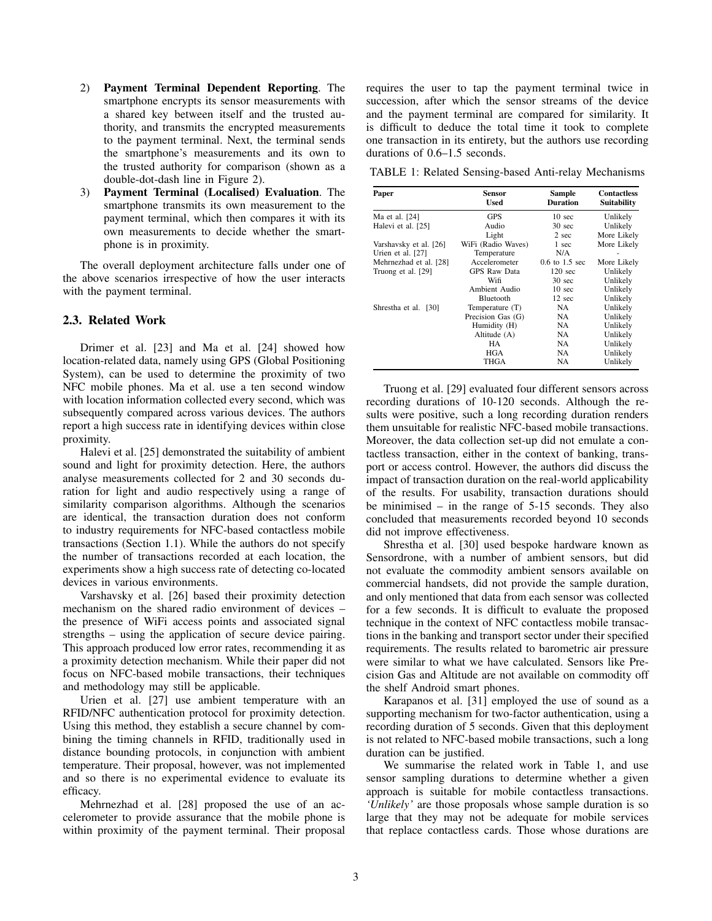2) **Payment Terminal Dependent Reporting**. The smartphone encrypts its sensor measurements with a shared key between itself and the trusted authority, and transmits the encrypted measurements to the payment terminal. Next, the terminal sends the smartphone's measurements and its own to the trusted authority for comparison (shown as a double-dot-dash line in Figure 2).
3) **Payment Terminal (Localised) Evaluation**. The smartphone transmits its own measurement to the payment terminal, which then compares it with its own measurements to decide whether the smartphone is in proximity.

The overall deployment architecture falls under one of the above scenarios irrespective of how the user interacts with the payment terminal.

## 2.3. Related Work

Drimer et al. [23] and Ma et al. [24] showed how location-related data, namely using GPS (Global Positioning System), can be used to determine the proximity of two NFC mobile phones. Ma et al. use a ten second window with location information collected every second, which was subsequently compared across various devices. The authors report a high success rate in identifying devices within close proximity.

Halevi et al. [25] demonstrated the suitability of ambient sound and light for proximity detection. Here, the authors analyse measurements collected for 2 and 30 seconds duration for light and audio respectively using a range of similarity comparison algorithms. Although the scenarios are identical, the transaction duration does not conform to industry requirements for NFC-based contactless mobile transactions (Section 1.1). While the authors do not specify the number of transactions recorded at each location, the experiments show a high success rate of detecting co-located devices in various environments.

Varshavsky et al. [26] based their proximity detection mechanism on the shared radio environment of devices – the presence of WiFi access points and associated signal strengths – using the application of secure device pairing. This approach produced low error rates, recommending it as a proximity detection mechanism. While their paper did not focus on NFC-based mobile transactions, their techniques and methodology may still be applicable.

Urien et al. [27] use ambient temperature with an RFID/NFC authentication protocol for proximity detection. Using this method, they establish a secure channel by combining the timing channels in RFID, traditionally used in distance bounding protocols, in conjunction with ambient temperature. Their proposal, however, was not implemented and so there is no experimental evidence to evaluate its efficacy.

Mehrnezhad et al. [28] proposed the use of an accelerometer to provide assurance that the mobile phone is within proximity of the payment terminal. Their proposal requires the user to tap the payment terminal twice in succession, after which the sensor streams of the device and the payment terminal are compared for similarity. It is difficult to deduce the total time it took to complete one transaction in its entirety, but the authors use recording durations of 0.6–1.5 seconds.

TABLE 1: Related Sensing-based Anti-relay Mechanisms

| Paper | Sensor Used | Sample Duration | Contactless Suitability |
|---|---|---|---|
| Ma et al. [24] | GPS | 10 sec | Unlikely |
| Halevi et al. [25] | Audio | 30 sec | Unlikely |
| | Light | 2 sec | More Likely |
| Varshavsky et al. [26] | WiFi (Radio Waves) | 1 sec | More Likely |
| Urien et al. [27] | Temperature | N/A | - |
| Mehrnezhad et al. [28] | Accelerometer | 0.6 to 1.5 sec | More Likely |
| Truong et al. [29] | GPS Raw Data | 120 sec | Unlikely |
| | Wifi | 30 sec | Unlikely |
| | Ambient Audio | 10 sec | Unlikely |
| | Bluetooth | 12 sec | Unlikely |
| Shrestha et al. [30] | Temperature (T) | NA | Unlikely |
| | Precision Gas (G) | NA | Unlikely |
| | Humidity (H) | NA | Unlikely |
| | Altitude (A) | NA | Unlikely |
| | HA | NA | Unlikely |
| | HGA | NA | Unlikely |
| | THGA | NA | Unlikely |

Truong et al. [29] evaluated four different sensors across recording durations of 10-120 seconds. Although the results were positive, such a long recording duration renders them unsuitable for realistic NFC-based mobile transactions. Moreover, the data collection set-up did not emulate a contactless transaction, either in the context of banking, transport or access control. However, the authors did discuss the impact of transaction duration on the real-world applicability of the results. For usability, transaction durations should be minimised – in the range of 5-15 seconds. They also concluded that measurements recorded beyond 10 seconds did not improve effectiveness.

Shrestha et al. [30] used bespoke hardware known as Sensordrone, with a number of ambient sensors, but did not evaluate the commodity ambient sensors available on commercial handsets, did not provide the sample duration, and only mentioned that data from each sensor was collected for a few seconds. It is difficult to evaluate the proposed technique in the context of NFC contactless mobile transactions in the banking and transport sector under their specified requirements. The results related to barometric air pressure were similar to what we have calculated. Sensors like Precision Gas and Altitude are not available on commodity off the shelf Android smart phones.

Karapanos et al. [31] employed the use of sound as a supporting mechanism for two-factor authentication, using a recording duration of 5 seconds. Given that this deployment is not related to NFC-based mobile transactions, such a long duration can be justified.

We summarise the related work in Table 1, and use sensor sampling durations to determine whether a given approach is suitable for mobile contactless transactions. *'Unlikely'* are those proposals whose sample duration is so large that they may not be adequate for mobile services that replace contactless cards. Those whose durations are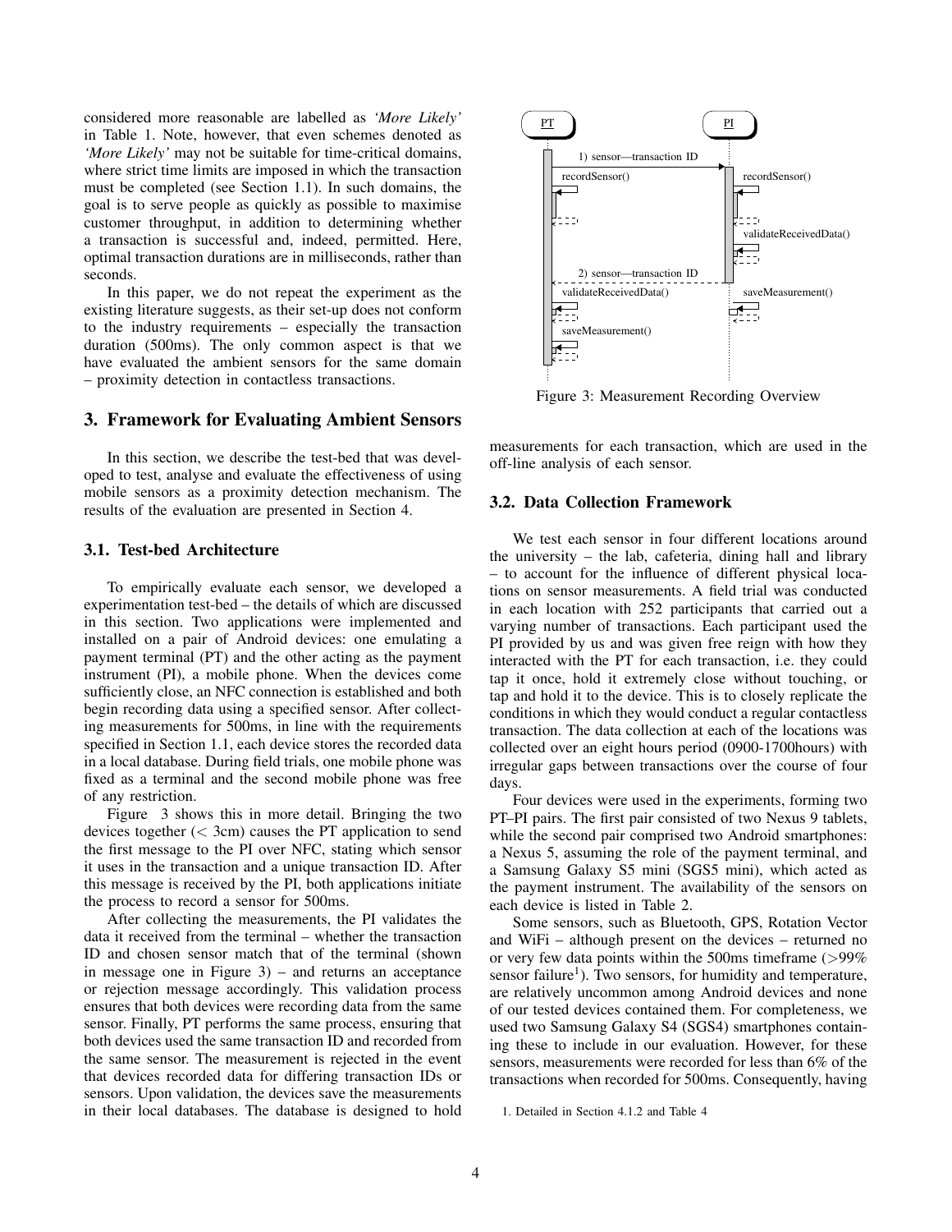considered more reasonable are labelled as *'More Likely'* in Table 1. Note, however, that even schemes denoted as *'More Likely'* may not be suitable for time-critical domains, where strict time limits are imposed in which the transaction must be completed (see Section 1.1). In such domains, the goal is to serve people as quickly as possible to maximise customer throughput, in addition to determining whether a transaction is successful and, indeed, permitted. Here, optimal transaction durations are in milliseconds, rather than seconds.

In this paper, we do not repeat the experiment as the existing literature suggests, as their set-up does not conform to the industry requirements – especially the transaction duration (500ms). The only common aspect is that we have evaluated the ambient sensors for the same domain – proximity detection in contactless transactions.

## 3. Framework for Evaluating Ambient Sensors

In this section, we describe the test-bed that was developed to test, analyse and evaluate the effectiveness of using mobile sensors as a proximity detection mechanism. The results of the evaluation are presented in Section 4.

### 3.1. Test-bed Architecture

To empirically evaluate each sensor, we developed a experimentation test-bed – the details of which are discussed in this section. Two applications were implemented and installed on a pair of Android devices: one emulating a payment terminal (PT) and the other acting as the payment instrument (PI), a mobile phone. When the devices come sufficiently close, an NFC connection is established and both begin recording data using a specified sensor. After collecting measurements for 500ms, in line with the requirements specified in Section 1.1, each device stores the recorded data in a local database. During field trials, one mobile phone was fixed as a terminal and the second mobile phone was free of any restriction.

Figure 3 shows this in more detail. Bringing the two devices together ($< 3$cm) causes the PT application to send the first message to the PI over NFC, stating which sensor it uses in the transaction and a unique transaction ID. After this message is received by the PI, both applications initiate the process to record a sensor for 500ms.

After collecting the measurements, the PI validates the data it received from the terminal – whether the transaction ID and chosen sensor match that of the terminal (shown in message one in Figure 3) – and returns an acceptance or rejection message accordingly. This validation process ensures that both devices were recording data from the same sensor. Finally, PT performs the same process, ensuring that both devices used the same transaction ID and recorded from the same sensor. The measurement is rejected in the event that devices recorded data for differing transaction IDs or sensors. Upon validation, the devices save the measurements in their local databases. The database is designed to hold

PT

PI

1) sensor—transaction ID

recordSensor()

recordSensor()

validateReceivedData()

2) sensor—transaction ID

validateReceivedData()

saveMeasurement()

saveMeasurement()

Figure 3: Measurement Recording Overview

measurements for each transaction, which are used in the off-line analysis of each sensor.

### 3.2. Data Collection Framework

We test each sensor in four different locations around the university – the lab, cafeteria, dining hall and library – to account for the influence of different physical locations on sensor measurements. A field trial was conducted in each location with 252 participants that carried out a varying number of transactions. Each participant used the PI provided by us and was given free reign with how they interacted with the PT for each transaction, i.e. they could tap it once, hold it extremely close without touching, or tap and hold it to the device. This is to closely replicate the conditions in which they would conduct a regular contactless transaction. The data collection at each of the locations was collected over an eight hours period (0900-1700hours) with irregular gaps between transactions over the course of four days.

Four devices were used in the experiments, forming two PT–PI pairs. The first pair consisted of two Nexus 9 tablets, while the second pair comprised two Android smartphones: a Nexus 5, assuming the role of the payment terminal, and a Samsung Galaxy S5 mini (SGS5 mini), which acted as the payment instrument. The availability of the sensors on each device is listed in Table 2.

Some sensors, such as Bluetooth, GPS, Rotation Vector and WiFi – although present on the devices – returned no or very few data points within the 500ms timeframe ($>$99% sensor failure[1]). Two sensors, for humidity and temperature, are relatively uncommon among Android devices and none of our tested devices contained them. For completeness, we used two Samsung Galaxy S4 (SGS4) smartphones containing these to include in our evaluation. However, for these sensors, measurements were recorded for less than 6% of the transactions when recorded for 500ms. Consequently, having

1. Detailed in Section 4.1.2 and Table 4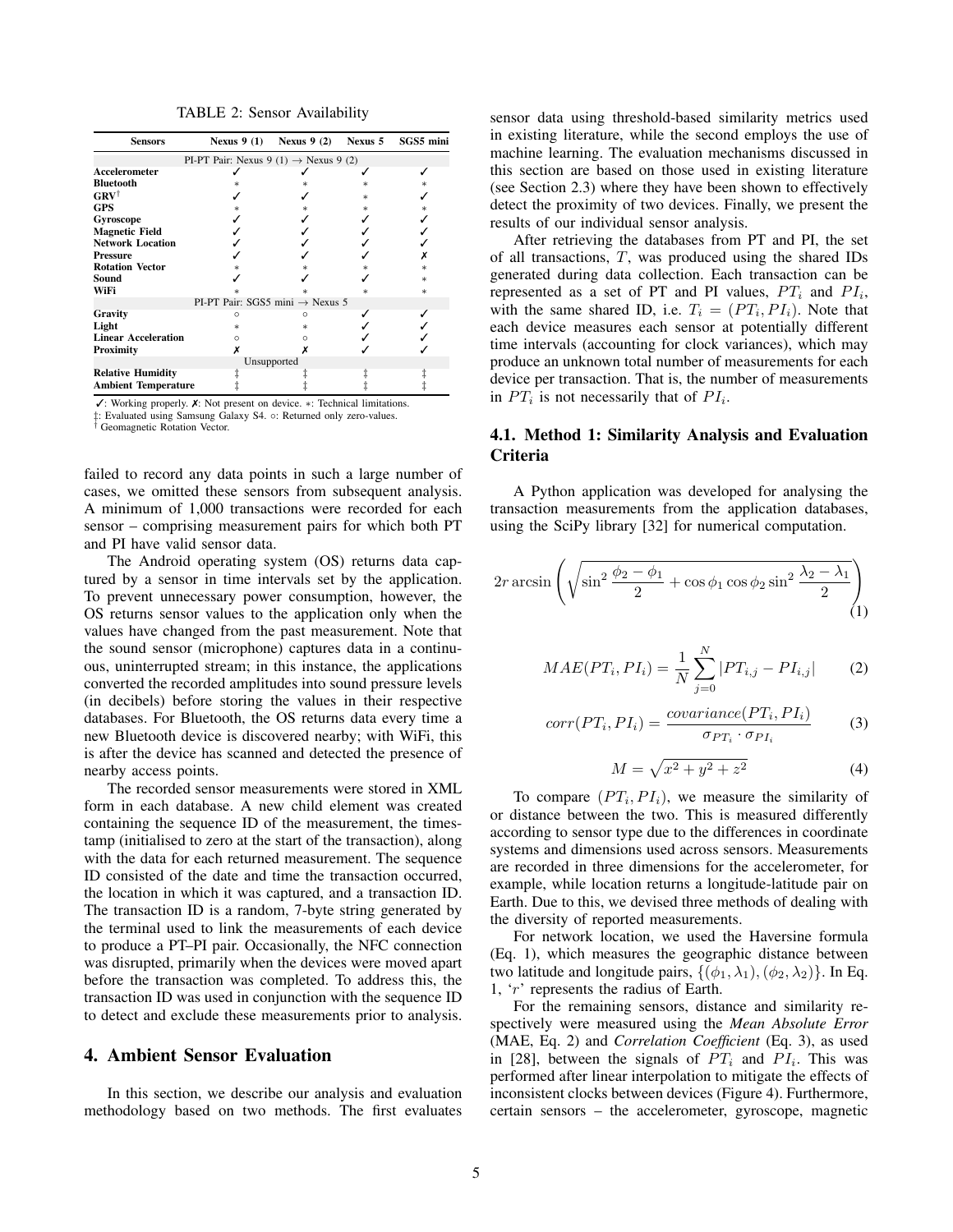TABLE 2: Sensor Availability

| Sensors | Nexus 9 (1) | Nexus 9 (2) | Nexus 5 | SGS5 mini |
|---|---|---|---|---|
| PI-PT Pair: Nexus 9 (1) → Nexus 9 (2) | | | | |
| **Accelerometer** | ✓ | ✓ | ✓ | ✓ |
| **Bluetooth** | ∗ | ∗ | ∗ | ∗ |
| **GRV**† | ✓ | ✓ | ∗ | ✓ |
| **GPS** | ∗ | ∗ | ∗ | ∗ |
| **Gyroscope** | ✓ | ✓ | ✓ | ✓ |
| **Magnetic Field** | ✓ | ✓ | ✓ | ✓ |
| **Network Location** | ✓ | ✓ | ✓ | ✓ |
| **Pressure** | ✓ | ✓ | ✓ | ✗ |
| **Rotation Vector** | ∗ | ∗ | ∗ | ∗ |
| **Sound** | ✓ | ✓ | ✓ | ∗ |
| **WiFi** | ∗ | ∗ | ∗ | ∗ |
| PI-PT Pair: SGS5 mini → Nexus 5 | | | | |
| **Gravity** | ○ | ○ | ✓ | ✓ |
| **Light** | ∗ | ∗ | ✓ | ✓ |
| **Linear Acceleration** | ○ | ○ | ✓ | ✓ |
| **Proximity** | ✗ | ✗ | ✓ | ✓ |
| Unsupported | | | | |
| **Relative Humidity** | ‡ | ‡ | ‡ | ‡ |
| **Ambient Temperature** | ‡ | ‡ | ‡ | ‡ |

✓: Working properly. ✗: Not present on device. ∗: Technical limitations.
‡: Evaluated using Samsung Galaxy S4. ○: Returned only zero-values.
† Geomagnetic Rotation Vector.

failed to record any data points in such a large number of cases, we omitted these sensors from subsequent analysis. A minimum of 1,000 transactions were recorded for each sensor – comprising measurement pairs for which both PT and PI have valid sensor data.

The Android operating system (OS) returns data captured by a sensor in time intervals set by the application. To prevent unnecessary power consumption, however, the OS returns sensor values to the application only when the values have changed from the past measurement. Note that the sound sensor (microphone) captures data in a continuous, uninterrupted stream; in this instance, the applications converted the recorded amplitudes into sound pressure levels (in decibels) before storing the values in their respective databases. For Bluetooth, the OS returns data every time a new Bluetooth device is discovered nearby; with WiFi, this is after the device has scanned and detected the presence of nearby access points.

The recorded sensor measurements were stored in XML form in each database. A new child element was created containing the sequence ID of the measurement, the timestamp (initialised to zero at the start of the transaction), along with the data for each returned measurement. The sequence ID consisted of the date and time the transaction occurred, the location in which it was captured, and a transaction ID. The transaction ID is a random, 7-byte string generated by the terminal used to link the measurements of each device to produce a PT–PI pair. Occasionally, the NFC connection was disrupted, primarily when the devices were moved apart before the transaction was completed. To address this, the transaction ID was used in conjunction with the sequence ID to detect and exclude these measurements prior to analysis.

# 4. Ambient Sensor Evaluation

In this section, we describe our analysis and evaluation methodology based on two methods. The first evaluates sensor data using threshold-based similarity metrics used in existing literature, while the second employs the use of machine learning. The evaluation mechanisms discussed in this section are based on those used in existing literature (see Section 2.3) where they have been shown to effectively detect the proximity of two devices. Finally, we present the results of our individual sensor analysis.

After retrieving the databases from PT and PI, the set of all transactions, $T$, was produced using the shared IDs generated during data collection. Each transaction can be represented as a set of PT and PI values, $PT_i$ and $PI_i$, with the same shared ID, i.e. $T_i = (PT_i, PI_i)$. Note that each device measures each sensor at potentially different time intervals (accounting for clock variances), which may produce an unknown total number of measurements for each device per transaction. That is, the number of measurements in $PT_i$ is not necessarily that of $PI_i$.

## 4.1. Method 1: Similarity Analysis and Evaluation Criteria

A Python application was developed for analysing the transaction measurements from the application databases, using the SciPy library [32] for numerical computation.

$$2r \arcsin\left(\sqrt{\sin^2 \frac{\phi_2 - \phi_1}{2} + \cos\phi_1 \cos\phi_2 \sin^2 \frac{\lambda_2 - \lambda_1}{2}}\right) \tag{1}$$

$$MAE(PT_i, PI_i) = \frac{1}{N} \sum_{j=0}^{N} |PT_{i,j} - PI_{i,j}| \tag{2}$$

$$corr(PT_i, PI_i) = \frac{covariance(PT_i, PI_i)}{\sigma_{PT_i} \cdot \sigma_{PI_i}} \tag{3}$$

$$M = \sqrt{x^2 + y^2 + z^2} \tag{4}$$

To compare $(PT_i, PI_i)$, we measure the similarity of or distance between the two. This is measured differently according to sensor type due to the differences in coordinate systems and dimensions used across sensors. Measurements are recorded in three dimensions for the accelerometer, for example, while location returns a longitude-latitude pair on Earth. Due to this, we devised three methods of dealing with the diversity of reported measurements.

For network location, we used the Haversine formula (Eq. 1), which measures the geographic distance between two latitude and longitude pairs, $\{(\phi_1, \lambda_1), (\phi_2, \lambda_2)\}$. In Eq. 1, '$r$' represents the radius of Earth.

For the remaining sensors, distance and similarity respectively were measured using the *Mean Absolute Error* (MAE, Eq. 2) and *Correlation Coefficient* (Eq. 3), as used in [28], between the signals of $PT_i$ and $PI_i$. This was performed after linear interpolation to mitigate the effects of inconsistent clocks between devices (Figure 4). Furthermore, certain sensors – the accelerometer, gyroscope, magnetic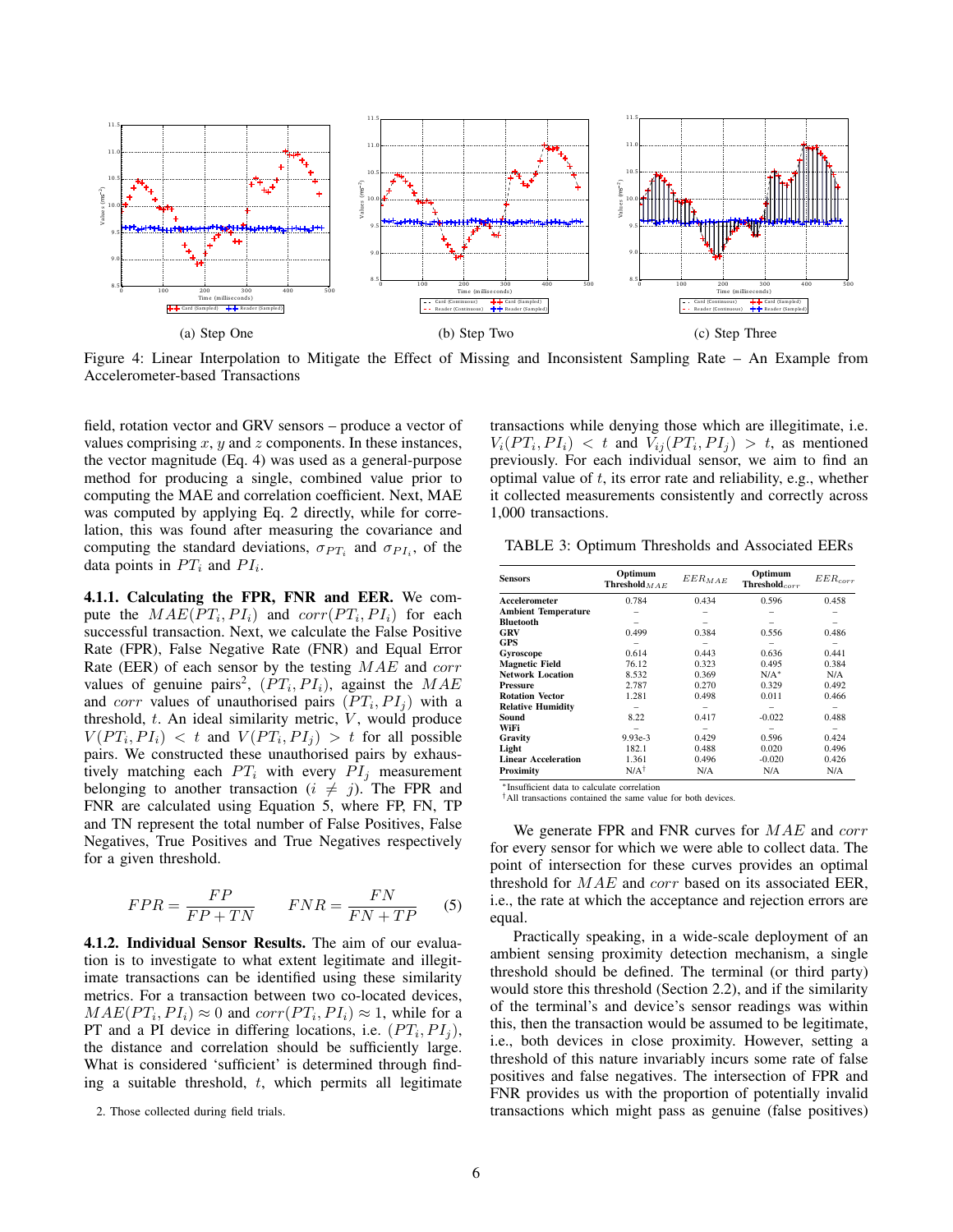Values (ms$^{-2}$)

11.5
11.0
10.5
10.0
9.5
9.0
8.5

0 100 200 300 400 500

Time (milliseconds)

Card (Sampled) Reader (Sampled)

(a) Step One

Values (ms$^{-2}$)

11.5
11.0
10.5
10.0
9.5
9.0
8.5

0 100 200 300 400 500

Time (milliseconds)

Card (Continuous) Card (Sampled) Reader (Continuous) Reader (Sampled)

(b) Step Two

Values (ms$^{-2}$)

11.5
11.0
10.5
10.0
9.5
9.0
8.5

0 100 200 300 400 500

Time (milliseconds)

Card (Continuous) Card (Sampled) Reader (Continuous) Reader (Sampled)

(c) Step Three

Figure 4: Linear Interpolation to Mitigate the Effect of Missing and Inconsistent Sampling Rate – An Example from Accelerometer-based Transactions

field, rotation vector and GRV sensors – produce a vector of values comprising $x$, $y$ and $z$ components. In these instances, the vector magnitude (Eq. 4) was used as a general-purpose method for producing a single, combined value prior to computing the MAE and correlation coefficient. Next, MAE was computed by applying Eq. 2 directly, while for correlation, this was found after measuring the covariance and computing the standard deviations, $\sigma_{PT_i}$ and $\sigma_{PI_i}$, of the data points in $PT_i$ and $PI_i$.

**4.1.1. Calculating the FPR, FNR and EER.** We compute the $MAE(PT_i, PI_i)$ and $corr(PT_i, PI_i)$ for each successful transaction. Next, we calculate the False Positive Rate (FPR), False Negative Rate (FNR) and Equal Error Rate (EER) of each sensor by the testing $MAE$ and $corr$ values of genuine pairs[2], $(PT_i, PI_i)$, against the $MAE$ and $corr$ values of unauthorised pairs $(PT_i, PI_j)$ with a threshold, $t$. An ideal similarity metric, $V$, would produce $V(PT_i, PI_i) < t$ and $V(PT_i, PI_j) > t$ for all possible pairs. We constructed these unauthorised pairs by exhaustively matching each $PT_i$ with every $PI_j$ measurement belonging to another transaction ($i \neq j$). The FPR and FNR are calculated using Equation 5, where FP, FN, TP and TN represent the total number of False Positives, False Negatives, True Positives and True Negatives respectively for a given threshold.

$$FPR = \frac{FP}{FP + TN} \qquad FNR = \frac{FN}{FN + TP} \tag{5}$$

**4.1.2. Individual Sensor Results.** The aim of our evaluation is to investigate to what extent legitimate and illegitimate transactions can be identified using these similarity metrics. For a transaction between two co-located devices, $MAE(PT_i, PI_i) \approx 0$ and $corr(PT_i, PI_i) \approx 1$, while for a PT and a PI device in differing locations, i.e. $(PT_i, PI_j)$, the distance and correlation should be sufficiently large. What is considered 'sufficient' is determined through finding a suitable threshold, $t$, which permits all legitimate transactions while denying those which are illegitimate, i.e. $V_i(PT_i, PI_i) < t$ and $V_{ij}(PT_i, PI_j) > t$, as mentioned previously. For each individual sensor, we aim to find an optimal value of $t$, its error rate and reliability, e.g., whether it collected measurements consistently and correctly across 1,000 transactions.

2. Those collected during field trials.

TABLE 3: Optimum Thresholds and Associated EERs

| Sensors | Optimum Threshold$_{MAE}$ | $EER_{MAE}$ | Optimum Threshold$_{corr}$ | $EER_{corr}$ |
|---|---|---|---|---|
| **Accelerometer** | 0.784 | 0.434 | 0.596 | 0.458 |
| **Ambient Temperature** | – | – | – | – |
| **Bluetooth** | – | – | – | – |
| **GRV** | 0.499 | 0.384 | 0.556 | 0.486 |
| **GPS** | – | – | – | – |
| **Gyroscope** | 0.614 | 0.443 | 0.636 | 0.441 |
| **Magnetic Field** | 76.12 | 0.323 | 0.495 | 0.384 |
| **Network Location** | 8.532 | 0.369 | N/A* | N/A |
| **Pressure** | 2.787 | 0.270 | 0.329 | 0.492 |
| **Rotation Vector** | 1.281 | 0.498 | 0.011 | 0.466 |
| **Relative Humidity** | – | – | – | – |
| **Sound** | 8.22 | 0.417 | -0.022 | 0.488 |
| **WiFi** | – | – | – | – |
| **Gravity** | 9.93e-3 | 0.429 | 0.596 | 0.424 |
| **Light** | 182.1 | 0.488 | 0.020 | 0.496 |
| **Linear Acceleration** | 1.361 | 0.496 | -0.020 | 0.426 |
| **Proximity** | N/A† | N/A | N/A | N/A |

*Insufficient data to calculate correlation
†All transactions contained the same value for both devices.

We generate FPR and FNR curves for $MAE$ and $corr$ for every sensor for which we were able to collect data. The point of intersection for these curves provides an optimal threshold for $MAE$ and $corr$ based on its associated EER, i.e., the rate at which the acceptance and rejection errors are equal.

Practically speaking, in a wide-scale deployment of an ambient sensing proximity detection mechanism, a single threshold should be defined. The terminal (or third party) would store this threshold (Section 2.2), and if the similarity of the terminal's and device's sensor readings was within this, then the transaction would be assumed to be legitimate, i.e., both devices in close proximity. However, setting a threshold of this nature invariably incurs some rate of false positives and false negatives. The intersection of FPR and FNR provides us with the proportion of potentially invalid transactions which might pass as genuine (false positives)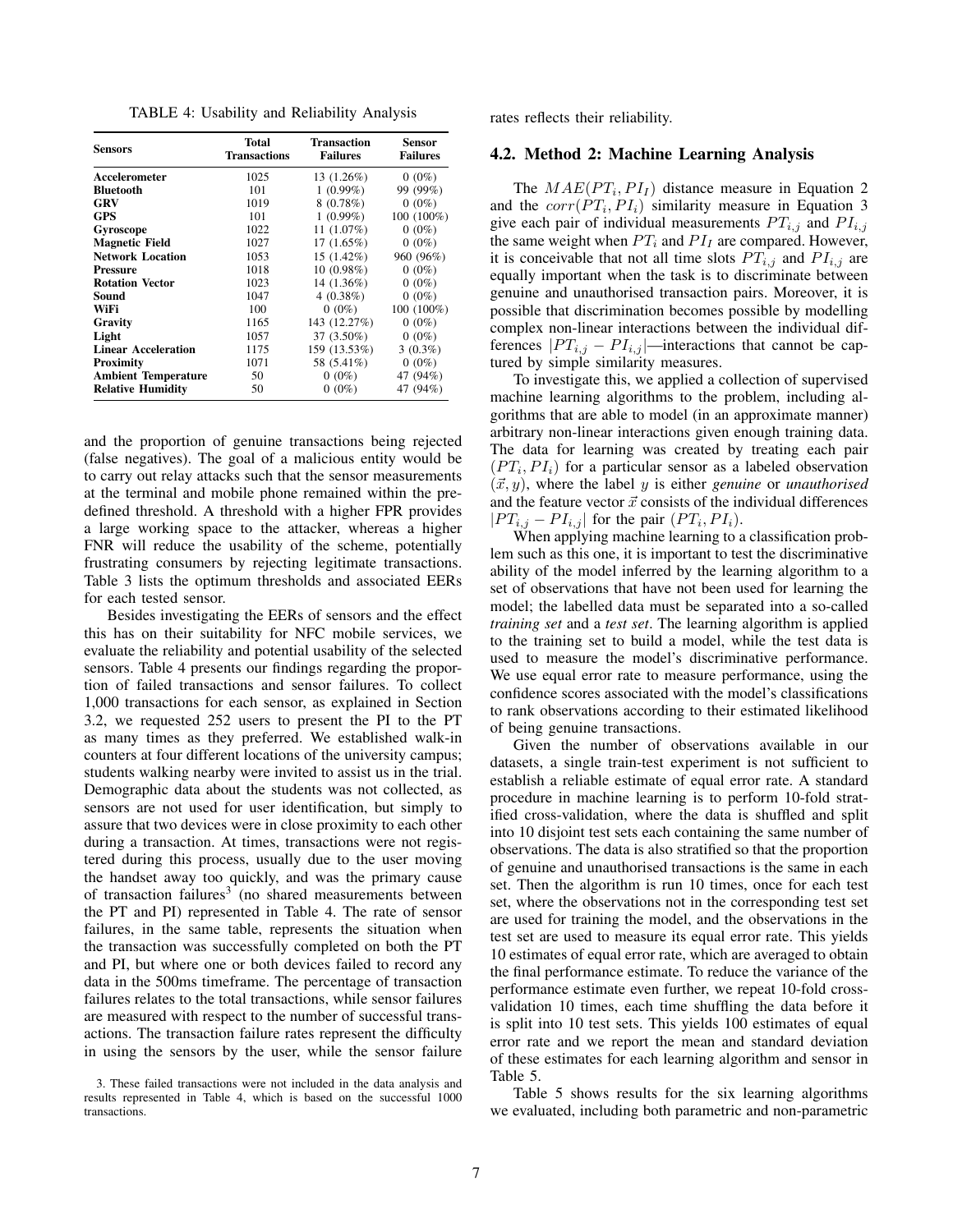TABLE 4: Usability and Reliability Analysis

| Sensors | Total Transactions | Transaction Failures | Sensor Failures |
|---|---|---|---|
| **Accelerometer** | 1025 | 13 (1.26%) | 0 (0%) |
| **Bluetooth** | 101 | 1 (0.99%) | 99 (99%) |
| **GRV** | 1019 | 8 (0.78%) | 0 (0%) |
| **GPS** | 101 | 1 (0.99%) | 100 (100%) |
| **Gyroscope** | 1022 | 11 (1.07%) | 0 (0%) |
| **Magnetic Field** | 1027 | 17 (1.65%) | 0 (0%) |
| **Network Location** | 1053 | 15 (1.42%) | 960 (96%) |
| **Pressure** | 1018 | 10 (0.98%) | 0 (0%) |
| **Rotation Vector** | 1023 | 14 (1.36%) | 0 (0%) |
| **Sound** | 1047 | 4 (0.38%) | 0 (0%) |
| **WiFi** | 100 | 0 (0%) | 100 (100%) |
| **Gravity** | 1165 | 143 (12.27%) | 0 (0%) |
| **Light** | 1057 | 37 (3.50%) | 0 (0%) |
| **Linear Acceleration** | 1175 | 159 (13.53%) | 3 (0.3%) |
| **Proximity** | 1071 | 58 (5.41%) | 0 (0%) |
| **Ambient Temperature** | 50 | 0 (0%) | 47 (94%) |
| **Relative Humidity** | 50 | 0 (0%) | 47 (94%) |

and the proportion of genuine transactions being rejected (false negatives). The goal of a malicious entity would be to carry out relay attacks such that the sensor measurements at the terminal and mobile phone remained within the predefined threshold. A threshold with a higher FPR provides a large working space to the attacker, whereas a higher FNR will reduce the usability of the scheme, potentially frustrating consumers by rejecting legitimate transactions. Table 3 lists the optimum thresholds and associated EERs for each tested sensor.

Besides investigating the EERs of sensors and the effect this has on their suitability for NFC mobile services, we evaluate the reliability and potential usability of the selected sensors. Table 4 presents our findings regarding the proportion of failed transactions and sensor failures. To collect 1,000 transactions for each sensor, as explained in Section 3.2, we requested 252 users to present the PI to the PT as many times as they preferred. We established walk-in counters at four different locations of the university campus; students walking nearby were invited to assist us in the trial. Demographic data about the students was not collected, as sensors are not used for user identification, but simply to assure that two devices were in close proximity to each other during a transaction. At times, transactions were not registered during this process, usually due to the user moving the handset away too quickly, and was the primary cause of transaction failures[3] (no shared measurements between the PT and PI) represented in Table 4. The rate of sensor failures, in the same table, represents the situation when the transaction was successfully completed on both the PT and PI, but where one or both devices failed to record any data in the 500ms timeframe. The percentage of transaction failures relates to the total transactions, while sensor failures are measured with respect to the number of successful transactions. The transaction failure rates represent the difficulty in using the sensors by the user, while the sensor failure rates reflects their reliability.

3. These failed transactions were not included in the data analysis and results represented in Table 4, which is based on the successful 1000 transactions.

### 4.2. Method 2: Machine Learning Analysis

The $MAE(PT_i, PI_I)$ distance measure in Equation 2 and the $corr(PT_i, PI_i)$ similarity measure in Equation 3 give each pair of individual measurements $PT_{i,j}$ and $PI_{i,j}$ the same weight when $PT_i$ and $PI_I$ are compared. However, it is conceivable that not all time slots $PT_{i,j}$ and $PI_{i,j}$ are equally important when the task is to discriminate between genuine and unauthorised transaction pairs. Moreover, it is possible that discrimination becomes possible by modelling complex non-linear interactions between the individual differences $|PT_{i,j} - PI_{i,j}|$—interactions that cannot be captured by simple similarity measures.

To investigate this, we applied a collection of supervised machine learning algorithms to the problem, including algorithms that are able to model (in an approximate manner) arbitrary non-linear interactions given enough training data. The data for learning was created by treating each pair $(PT_i, PI_i)$ for a particular sensor as a labeled observation $(\vec{x}, y)$, where the label $y$ is either *genuine* or *unauthorised* and the feature vector $\vec{x}$ consists of the individual differences $|PT_{i,j} - PI_{i,j}|$ for the pair $(PT_i, PI_i)$.

When applying machine learning to a classification problem such as this one, it is important to test the discriminative ability of the model inferred by the learning algorithm to a set of observations that have not been used for learning the model; the labelled data must be separated into a so-called *training set* and a *test set*. The learning algorithm is applied to the training set to build a model, while the test data is used to measure the model's discriminative performance. We use equal error rate to measure performance, using the confidence scores associated with the model's classifications to rank observations according to their estimated likelihood of being genuine transactions.

Given the number of observations available in our datasets, a single train-test experiment is not sufficient to establish a reliable estimate of equal error rate. A standard procedure in machine learning is to perform 10-fold stratified cross-validation, where the data is shuffled and split into 10 disjoint test sets each containing the same number of observations. The data is also stratified so that the proportion of genuine and unauthorised transactions is the same in each set. Then the algorithm is run 10 times, once for each test set, where the observations not in the corresponding test set are used for training the model, and the observations in the test set are used to measure its equal error rate. This yields 10 estimates of equal error rate, which are averaged to obtain the final performance estimate. To reduce the variance of the performance estimate even further, we repeat 10-fold cross-validation 10 times, each time shuffling the data before it is split into 10 test sets. This yields 100 estimates of equal error rate and we report the mean and standard deviation of these estimates for each learning algorithm and sensor in Table 5.

Table 5 shows results for the six learning algorithms we evaluated, including both parametric and non-parametric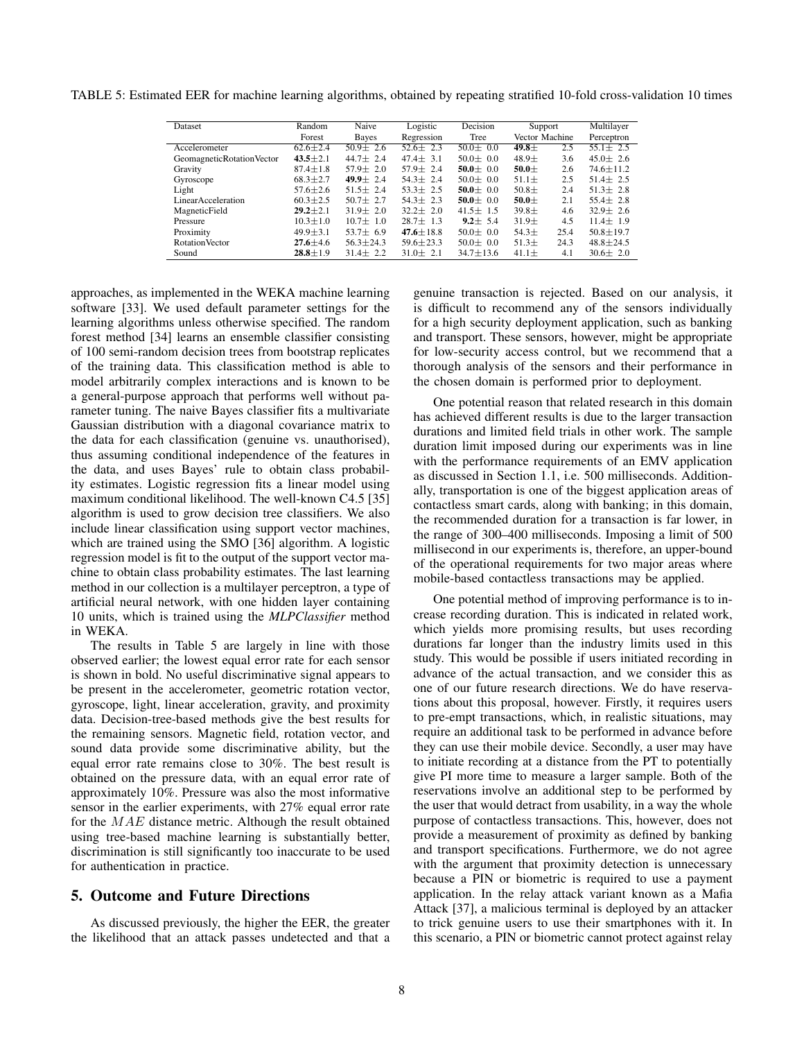TABLE 5: Estimated EER for machine learning algorithms, obtained by repeating stratified 10-fold cross-validation 10 times

| Dataset | Random Forest | Naive Bayes | Logistic Regression | Decision Tree | Support Vector Machine | Multilayer Perceptron |
|---|---|---|---|---|---|---|
| Accelerometer | 62.6±2.4 | 50.9± 2.6 | 52.6± 2.3 | 50.0± 0.0 | **49.8**± 2.5 | 55.1± 2.5 |
| GeomagneticRotationVector | **43.5**±2.1 | 44.7± 2.4 | 47.4± 3.1 | 50.0± 0.0 | 48.9± 3.6 | 45.0± 2.6 |
| Gravity | 87.4±1.8 | 57.9± 2.0 | 57.9± 2.4 | **50.0**± 0.0 | **50.0**± 2.6 | 74.6±11.2 |
| Gyroscope | 68.3±2.7 | **49.9**± 2.4 | 54.3± 2.4 | 50.0± 0.0 | 51.1± 2.5 | 51.4± 2.5 |
| Light | 57.6±2.6 | 51.5± 2.4 | 53.3± 2.5 | **50.0**± 0.0 | 50.8± 2.4 | 51.3± 2.8 |
| LinearAcceleration | 60.3±2.5 | 50.7± 2.7 | 54.3± 2.3 | **50.0**± 0.0 | **50.0**± 2.1 | 55.4± 2.8 |
| MagneticField | **29.2**±2.1 | 31.9± 2.0 | 32.2± 2.0 | 41.5± 1.5 | 39.8± 4.6 | 32.9± 2.6 |
| Pressure | 10.3±1.0 | 10.7± 1.0 | 28.7± 1.3 | **9.2**± 5.4 | 31.9± 4.5 | 11.4± 1.9 |
| Proximity | 49.9±3.1 | 53.7± 6.9 | **47.6**±18.8 | 50.0± 0.0 | 54.3± 25.4 | 50.8±19.7 |
| RotationVector | **27.6**±4.6 | 56.3±24.3 | 59.6±23.3 | 50.0± 0.0 | 51.3± 24.3 | 48.8±24.5 |
| Sound | **28.8**±1.9 | 31.4± 2.2 | 31.0± 2.1 | 34.7±13.6 | 41.1± 4.1 | 30.6± 2.0 |

approaches, as implemented in the WEKA machine learning software [33]. We used default parameter settings for the learning algorithms unless otherwise specified. The random forest method [34] learns an ensemble classifier consisting of 100 semi-random decision trees from bootstrap replicates of the training data. This classification method is able to model arbitrarily complex interactions and is known to be a general-purpose approach that performs well without parameter tuning. The naive Bayes classifier fits a multivariate Gaussian distribution with a diagonal covariance matrix to the data for each classification (genuine vs. unauthorised), thus assuming conditional independence of the features in the data, and uses Bayes' rule to obtain class probability estimates. Logistic regression fits a linear model using maximum conditional likelihood. The well-known C4.5 [35] algorithm is used to grow decision tree classifiers. We also include linear classification using support vector machines, which are trained using the SMO [36] algorithm. A logistic regression model is fit to the output of the support vector machine to obtain class probability estimates. The last learning method in our collection is a multilayer perceptron, a type of artificial neural network, with one hidden layer containing 10 units, which is trained using the *MLPClassifier* method in WEKA.

The results in Table 5 are largely in line with those observed earlier; the lowest equal error rate for each sensor is shown in bold. No useful discriminative signal appears to be present in the accelerometer, geometric rotation vector, gyroscope, light, linear acceleration, gravity, and proximity data. Decision-tree-based methods give the best results for the remaining sensors. Magnetic field, rotation vector, and sound data provide some discriminative ability, but the equal error rate remains close to 30%. The best result is obtained on the pressure data, with an equal error rate of approximately 10%. Pressure was also the most informative sensor in the earlier experiments, with 27% equal error rate for the $MAE$ distance metric. Although the result obtained using tree-based machine learning is substantially better, discrimination is still significantly too inaccurate to be used for authentication in practice.

## 5. Outcome and Future Directions

As discussed previously, the higher the EER, the greater the likelihood that an attack passes undetected and that a genuine transaction is rejected. Based on our analysis, it is difficult to recommend any of the sensors individually for a high security deployment application, such as banking and transport. These sensors, however, might be appropriate for low-security access control, but we recommend that a thorough analysis of the sensors and their performance in the chosen domain is performed prior to deployment.

One potential reason that related research in this domain has achieved different results is due to the larger transaction durations and limited field trials in other work. The sample duration limit imposed during our experiments was in line with the performance requirements of an EMV application as discussed in Section 1.1, i.e. 500 milliseconds. Additionally, transportation is one of the biggest application areas of contactless smart cards, along with banking; in this domain, the recommended duration for a transaction is far lower, in the range of 300–400 milliseconds. Imposing a limit of 500 millisecond in our experiments is, therefore, an upper-bound of the operational requirements for two major areas where mobile-based contactless transactions may be applied.

One potential method of improving performance is to increase recording duration. This is indicated in related work, which yields more promising results, but uses recording durations far longer than the industry limits used in this study. This would be possible if users initiated recording in advance of the actual transaction, and we consider this as one of our future research directions. We do have reservations about this proposal, however. Firstly, it requires users to pre-empt transactions, which, in realistic situations, may require an additional task to be performed in advance before they can use their mobile device. Secondly, a user may have to initiate recording at a distance from the PT to potentially give PI more time to measure a larger sample. Both of the reservations involve an additional step to be performed by the user that would detract from usability, in a way the whole purpose of contactless transactions. This, however, does not provide a measurement of proximity as defined by banking and transport specifications. Furthermore, we do not agree with the argument that proximity detection is unnecessary because a PIN or biometric is required to use a payment application. In the relay attack variant known as a Mafia Attack [37], a malicious terminal is deployed by an attacker to trick genuine users to use their smartphones with it. In this scenario, a PIN or biometric cannot protect against relay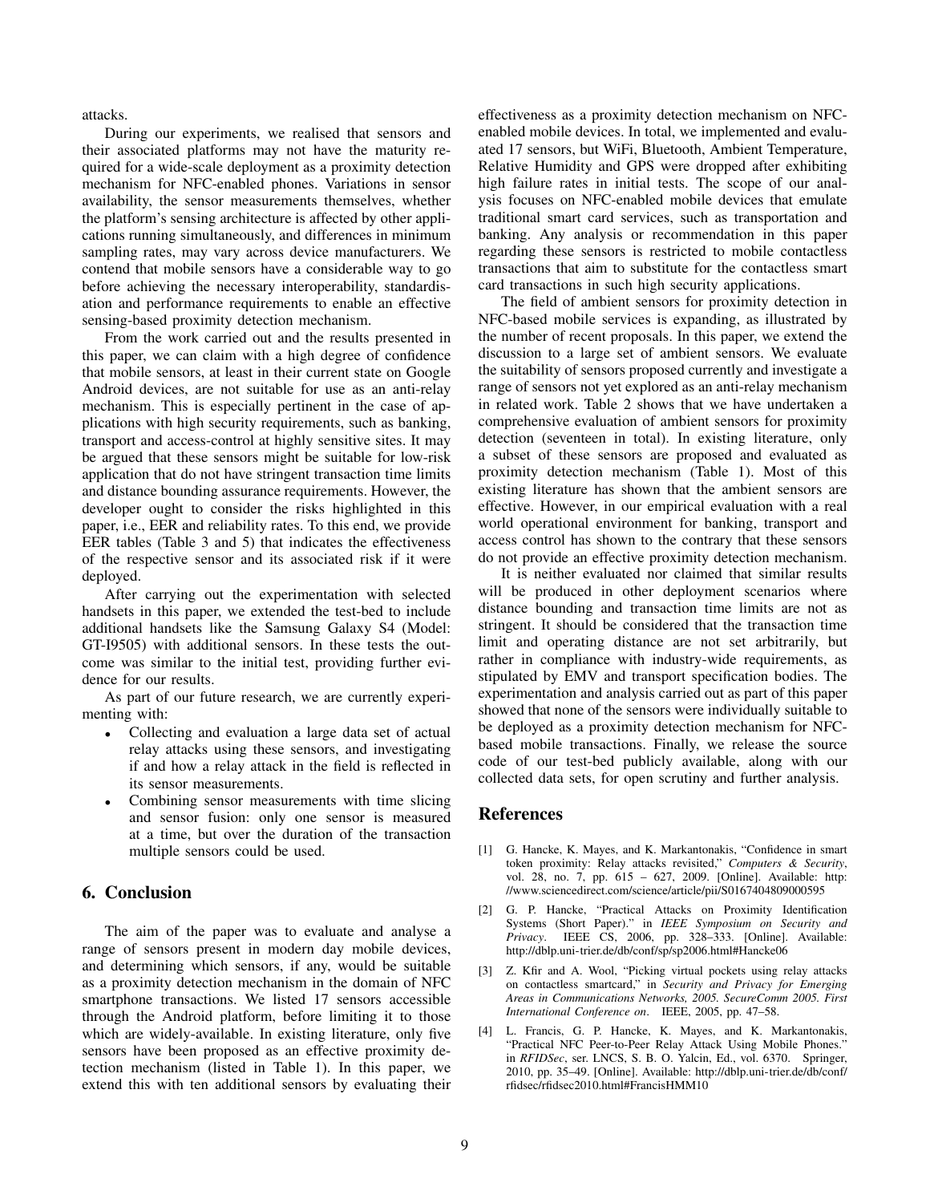attacks.

During our experiments, we realised that sensors and their associated platforms may not have the maturity required for a wide-scale deployment as a proximity detection mechanism for NFC-enabled phones. Variations in sensor availability, the sensor measurements themselves, whether the platform's sensing architecture is affected by other applications running simultaneously, and differences in minimum sampling rates, may vary across device manufacturers. We contend that mobile sensors have a considerable way to go before achieving the necessary interoperability, standardisation and performance requirements to enable an effective sensing-based proximity detection mechanism.

From the work carried out and the results presented in this paper, we can claim with a high degree of confidence that mobile sensors, at least in their current state on Google Android devices, are not suitable for use as an anti-relay mechanism. This is especially pertinent in the case of applications with high security requirements, such as banking, transport and access-control at highly sensitive sites. It may be argued that these sensors might be suitable for low-risk application that do not have stringent transaction time limits and distance bounding assurance requirements. However, the developer ought to consider the risks highlighted in this paper, i.e., EER and reliability rates. To this end, we provide EER tables (Table 3 and 5) that indicates the effectiveness of the respective sensor and its associated risk if it were deployed.

After carrying out the experimentation with selected handsets in this paper, we extended the test-bed to include additional handsets like the Samsung Galaxy S4 (Model: GT-I9505) with additional sensors. In these tests the outcome was similar to the initial test, providing further evidence for our results.

As part of our future research, we are currently experimenting with:

- Collecting and evaluation a large data set of actual relay attacks using these sensors, and investigating if and how a relay attack in the field is reflected in its sensor measurements.
- Combining sensor measurements with time slicing and sensor fusion: only one sensor is measured at a time, but over the duration of the transaction multiple sensors could be used.

## 6. Conclusion

The aim of the paper was to evaluate and analyse a range of sensors present in modern day mobile devices, and determining which sensors, if any, would be suitable as a proximity detection mechanism in the domain of NFC smartphone transactions. We listed 17 sensors accessible through the Android platform, before limiting it to those which are widely-available. In existing literature, only five sensors have been proposed as an effective proximity detection mechanism (listed in Table 1). In this paper, we extend this with ten additional sensors by evaluating their effectiveness as a proximity detection mechanism on NFC-enabled mobile devices. In total, we implemented and evaluated 17 sensors, but WiFi, Bluetooth, Ambient Temperature, Relative Humidity and GPS were dropped after exhibiting high failure rates in initial tests. The scope of our analysis focuses on NFC-enabled mobile devices that emulate traditional smart card services, such as transportation and banking. Any analysis or recommendation in this paper regarding these sensors is restricted to mobile contactless transactions that aim to substitute for the contactless smart card transactions in such high security applications.

The field of ambient sensors for proximity detection in NFC-based mobile services is expanding, as illustrated by the number of recent proposals. In this paper, we extend the discussion to a large set of ambient sensors. We evaluate the suitability of sensors proposed currently and investigate a range of sensors not yet explored as an anti-relay mechanism in related work. Table 2 shows that we have undertaken a comprehensive evaluation of ambient sensors for proximity detection (seventeen in total). In existing literature, only a subset of these sensors are proposed and evaluated as proximity detection mechanism (Table 1). Most of this existing literature has shown that the ambient sensors are effective. However, in our empirical evaluation with a real world operational environment for banking, transport and access control has shown to the contrary that these sensors do not provide an effective proximity detection mechanism.

It is neither evaluated nor claimed that similar results will be produced in other deployment scenarios where distance bounding and transaction time limits are not as stringent. It should be considered that the transaction time limit and operating distance are not set arbitrarily, but rather in compliance with industry-wide requirements, as stipulated by EMV and transport specification bodies. The experimentation and analysis carried out as part of this paper showed that none of the sensors were individually suitable to be deployed as a proximity detection mechanism for NFC-based mobile transactions. Finally, we release the source code of our test-bed publicly available, along with our collected data sets, for open scrutiny and further analysis.

## References

[1] G. Hancke, K. Mayes, and K. Markantonakis, "Confidence in smart token proximity: Relay attacks revisited," *Computers & Security*, vol. 28, no. 7, pp. 615 – 627, 2009. [Online]. Available: http://www.sciencedirect.com/science/article/pii/S0167404809000595

[2] G. P. Hancke, "Practical Attacks on Proximity Identification Systems (Short Paper)." in *IEEE Symposium on Security and Privacy*. IEEE CS, 2006, pp. 328–333. [Online]. Available: http://dblp.uni-trier.de/db/conf/sp/sp2006.html#Hancke06

[3] Z. Kfir and A. Wool, "Picking virtual pockets using relay attacks on contactless smartcard," in *Security and Privacy for Emerging Areas in Communications Networks, 2005. SecureComm 2005. First International Conference on*. IEEE, 2005, pp. 47–58.

[4] L. Francis, G. P. Hancke, K. Mayes, and K. Markantonakis, "Practical NFC Peer-to-Peer Relay Attack Using Mobile Phones." in *RFIDSec*, ser. LNCS, S. B. O. Yalcin, Ed., vol. 6370. Springer, 2010, pp. 35–49. [Online]. Available: http://dblp.uni-trier.de/db/conf/rfidsec/rfidsec2010.html#FrancisHMM10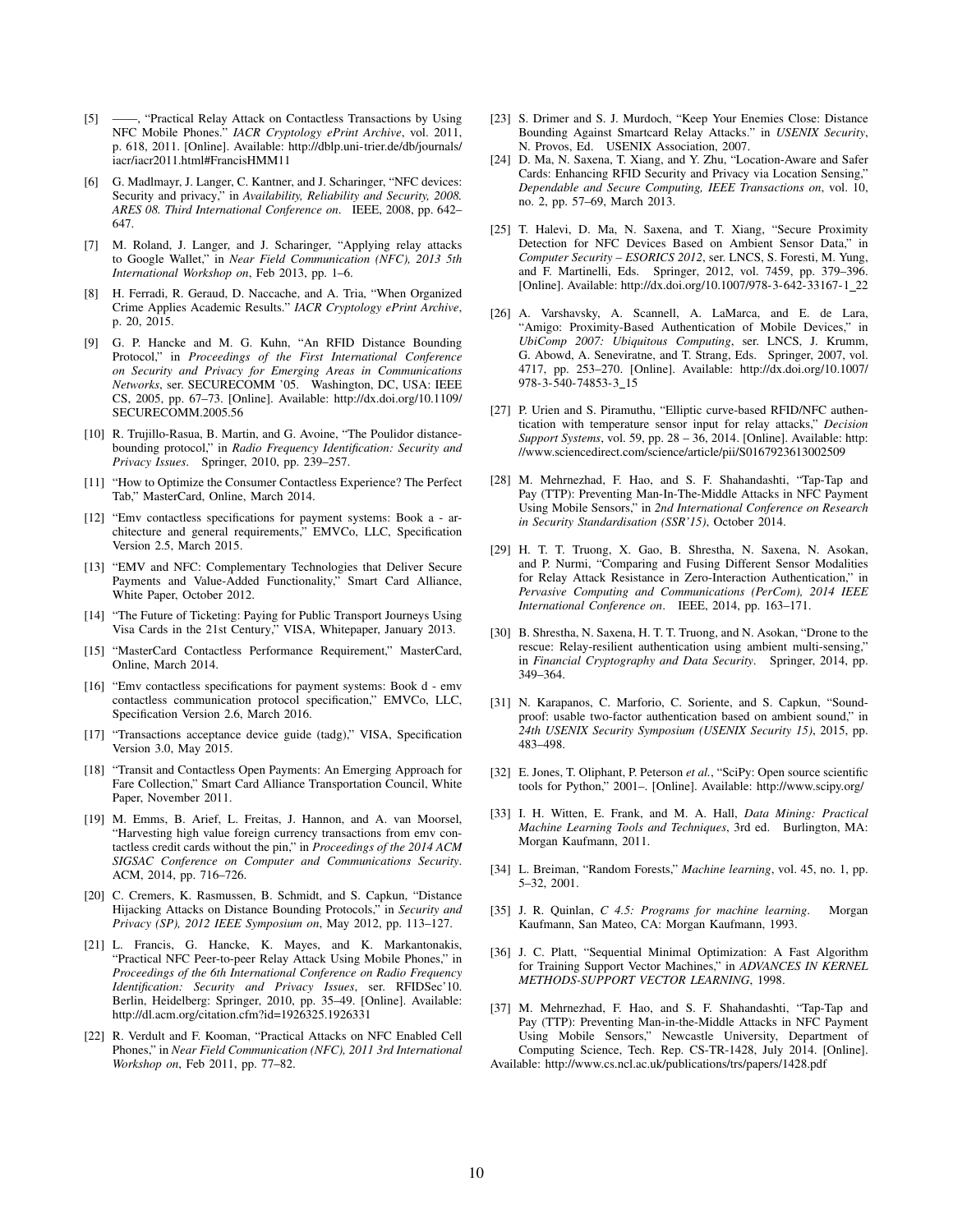[5] ——, "Practical Relay Attack on Contactless Transactions by Using NFC Mobile Phones." *IACR Cryptology ePrint Archive*, vol. 2011, p. 618, 2011. [Online]. Available: http://dblp.uni-trier.de/db/journals/iacr/iacr2011.html#FrancisHMM11

[6] G. Madlmayr, J. Langer, C. Kantner, and J. Scharinger, "NFC devices: Security and privacy," in *Availability, Reliability and Security, 2008. ARES 08. Third International Conference on*. IEEE, 2008, pp. 642–647.

[7] M. Roland, J. Langer, and J. Scharinger, "Applying relay attacks to Google Wallet," in *Near Field Communication (NFC), 2013 5th International Workshop on*, Feb 2013, pp. 1–6.

[8] H. Ferradi, R. Geraud, D. Naccache, and A. Tria, "When Organized Crime Applies Academic Results." *IACR Cryptology ePrint Archive*, p. 20, 2015.

[9] G. P. Hancke and M. G. Kuhn, "An RFID Distance Bounding Protocol," in *Proceedings of the First International Conference on Security and Privacy for Emerging Areas in Communications Networks*, ser. SECURECOMM '05. Washington, DC, USA: IEEE CS, 2005, pp. 67–73. [Online]. Available: http://dx.doi.org/10.1109/SECURECOMM.2005.56

[10] R. Trujillo-Rasua, B. Martin, and G. Avoine, "The Poulidor distance-bounding protocol," in *Radio Frequency Identification: Security and Privacy Issues*. Springer, 2010, pp. 239–257.

[11] "How to Optimize the Consumer Contactless Experience? The Perfect Tab," MasterCard, Online, March 2014.

[12] "Emv contactless specifications for payment systems: Book a - architecture and general requirements," EMVCo, LLC, Specification Version 2.5, March 2015.

[13] "EMV and NFC: Complementary Technologies that Deliver Secure Payments and Value-Added Functionality," Smart Card Alliance, White Paper, October 2012.

[14] "The Future of Ticketing: Paying for Public Transport Journeys Using Visa Cards in the 21st Century," VISA, Whitepaper, January 2013.

[15] "MasterCard Contactless Performance Requirement," MasterCard, Online, March 2014.

[16] "Emv contactless specifications for payment systems: Book d - emv contactless communication protocol specification," EMVCo, LLC, Specification Version 2.6, March 2016.

[17] "Transactions acceptance device guide (tadg)," VISA, Specification Version 3.0, May 2015.

[18] "Transit and Contactless Open Payments: An Emerging Approach for Fare Collection," Smart Card Alliance Transportation Council, White Paper, November 2011.

[19] M. Emms, B. Arief, L. Freitas, J. Hannon, and A. van Moorsel, "Harvesting high value foreign currency transactions from emv contactless credit cards without the pin," in *Proceedings of the 2014 ACM SIGSAC Conference on Computer and Communications Security*. ACM, 2014, pp. 716–726.

[20] C. Cremers, K. Rasmussen, B. Schmidt, and S. Capkun, "Distance Hijacking Attacks on Distance Bounding Protocols," in *Security and Privacy (SP), 2012 IEEE Symposium on*, May 2012, pp. 113–127.

[21] L. Francis, G. Hancke, K. Mayes, and K. Markantonakis, "Practical NFC Peer-to-peer Relay Attack Using Mobile Phones," in *Proceedings of the 6th International Conference on Radio Frequency Identification: Security and Privacy Issues*, ser. RFIDSec'10. Berlin, Heidelberg: Springer, 2010, pp. 35–49. [Online]. Available: http://dl.acm.org/citation.cfm?id=1926325.1926331

[22] R. Verdult and F. Kooman, "Practical Attacks on NFC Enabled Cell Phones," in *Near Field Communication (NFC), 2011 3rd International Workshop on*, Feb 2011, pp. 77–82.

[23] S. Drimer and S. J. Murdoch, "Keep Your Enemies Close: Distance Bounding Against Smartcard Relay Attacks." in *USENIX Security*, N. Provos, Ed. USENIX Association, 2007.

[24] D. Ma, N. Saxena, T. Xiang, and Y. Zhu, "Location-Aware and Safer Cards: Enhancing RFID Security and Privacy via Location Sensing," *Dependable and Secure Computing, IEEE Transactions on*, vol. 10, no. 2, pp. 57–69, March 2013.

[25] T. Halevi, D. Ma, N. Saxena, and T. Xiang, "Secure Proximity Detection for NFC Devices Based on Ambient Sensor Data," in *Computer Security – ESORICS 2012*, ser. LNCS, S. Foresti, M. Yung, and F. Martinelli, Eds. Springer, 2012, vol. 7459, pp. 379–396. [Online]. Available: http://dx.doi.org/10.1007/978-3-642-33167-1_22

[26] A. Varshavsky, A. Scannell, A. LaMarca, and E. de Lara, "Amigo: Proximity-Based Authentication of Mobile Devices," in *UbiComp 2007: Ubiquitous Computing*, ser. LNCS, J. Krumm, G. Abowd, A. Seneviratne, and T. Strang, Eds. Springer, 2007, vol. 4717, pp. 253–270. [Online]. Available: http://dx.doi.org/10.1007/978-3-540-74853-3_15

[27] P. Urien and S. Piramuthu, "Elliptic curve-based RFID/NFC authentication with temperature sensor input for relay attacks," *Decision Support Systems*, vol. 59, pp. 28 – 36, 2014. [Online]. Available: http://www.sciencedirect.com/science/article/pii/S0167923613002509

[28] M. Mehrnezhad, F. Hao, and S. F. Shahandashti, "Tap-Tap and Pay (TTP): Preventing Man-In-The-Middle Attacks in NFC Payment Using Mobile Sensors," in *2nd International Conference on Research in Security Standardisation (SSR'15)*, October 2014.

[29] H. T. T. Truong, X. Gao, B. Shrestha, N. Saxena, N. Asokan, and P. Nurmi, "Comparing and Fusing Different Sensor Modalities for Relay Attack Resistance in Zero-Interaction Authentication," in *Pervasive Computing and Communications (PerCom), 2014 IEEE International Conference on*. IEEE, 2014, pp. 163–171.

[30] B. Shrestha, N. Saxena, H. T. T. Truong, and N. Asokan, "Drone to the rescue: Relay-resilient authentication using ambient multi-sensing," in *Financial Cryptography and Data Security*. Springer, 2014, pp. 349–364.

[31] N. Karapanos, C. Marforio, C. Soriente, and S. Capkun, "Sound-proof: usable two-factor authentication based on ambient sound," in *24th USENIX Security Symposium (USENIX Security 15)*, 2015, pp. 483–498.

[32] E. Jones, T. Oliphant, P. Peterson *et al.*, "SciPy: Open source scientific tools for Python," 2001–. [Online]. Available: http://www.scipy.org/

[33] I. H. Witten, E. Frank, and M. A. Hall, *Data Mining: Practical Machine Learning Tools and Techniques*, 3rd ed. Burlington, MA: Morgan Kaufmann, 2011.

[34] L. Breiman, "Random Forests," *Machine learning*, vol. 45, no. 1, pp. 5–32, 2001.

[35] J. R. Quinlan, *C 4.5: Programs for machine learning*. Morgan Kaufmann, San Mateo, CA: Morgan Kaufmann, 1993.

[36] J. C. Platt, "Sequential Minimal Optimization: A Fast Algorithm for Training Support Vector Machines," in *ADVANCES IN KERNEL METHODS-SUPPORT VECTOR LEARNING*, 1998.

[37] M. Mehrnezhad, F. Hao, and S. F. Shahandashti, "Tap-Tap and Pay (TTP): Preventing Man-in-the-Middle Attacks in NFC Payment Using Mobile Sensors," Newcastle University, Department of Computing Science, Tech. Rep. CS-TR-1428, July 2014. [Online]. Available: http://www.cs.ncl.ac.uk/publications/trs/papers/1428.pdf